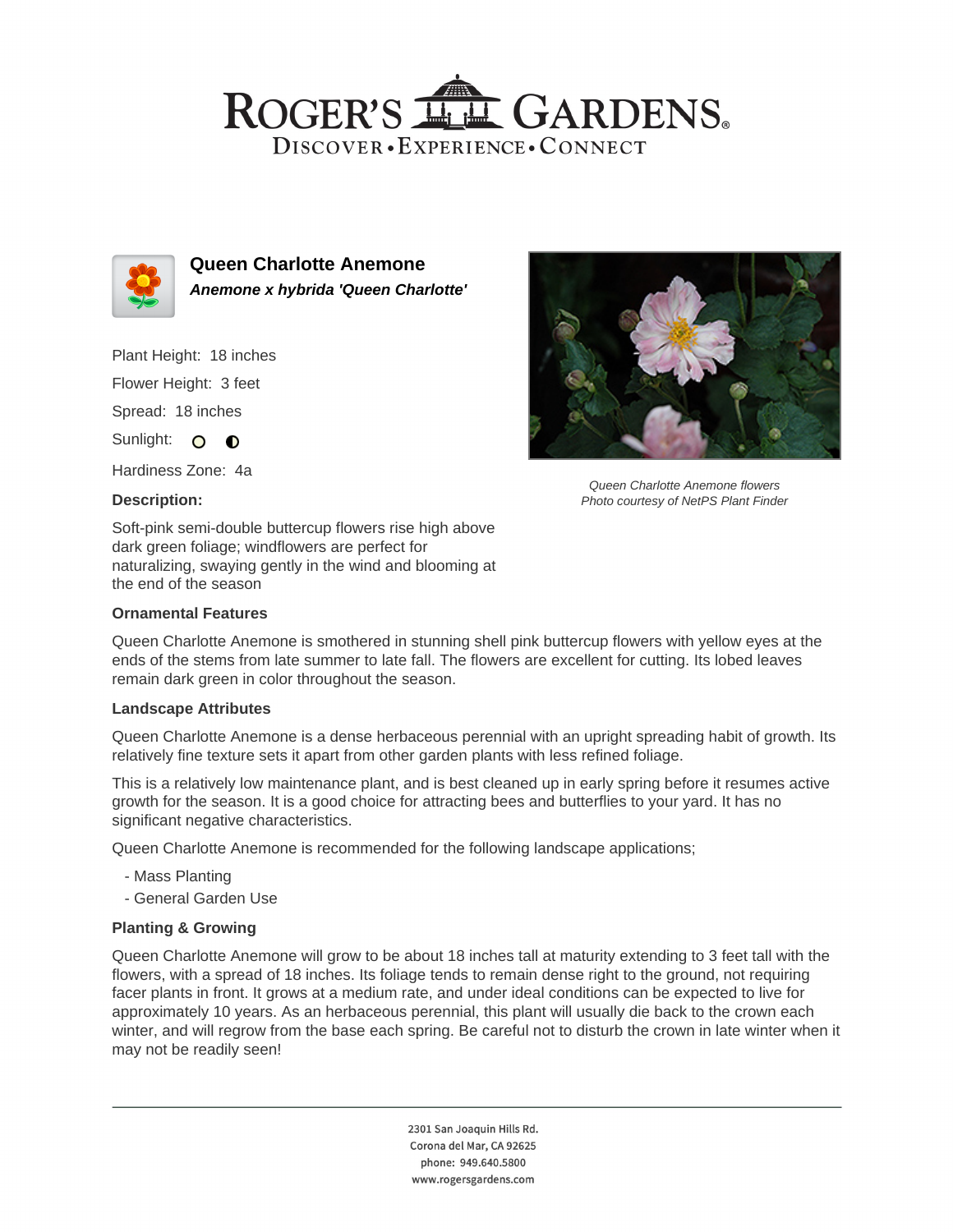# ROGER'S GARDENS

DISCOVER • EXPERIENCE • CONNECT

## Queen Charlotte Anemone

***Anemone x hybrida 'Queen Charlotte'***

Plant Height: 18 inches

Flower Height: 3 feet

Spread: 18 inches

Sunlight: ○ ◐

Hardiness Zone: 4a

### Description:

Soft-pink semi-double buttercup flowers rise high above dark green foliage; windflowers are perfect for naturalizing, swaying gently in the wind and blooming at the end of the season

*Queen Charlotte Anemone flowers*
*Photo courtesy of NetPS Plant Finder*

### Ornamental Features

Queen Charlotte Anemone is smothered in stunning shell pink buttercup flowers with yellow eyes at the ends of the stems from late summer to late fall. The flowers are excellent for cutting. Its lobed leaves remain dark green in color throughout the season.

### Landscape Attributes

Queen Charlotte Anemone is a dense herbaceous perennial with an upright spreading habit of growth. Its relatively fine texture sets it apart from other garden plants with less refined foliage.

This is a relatively low maintenance plant, and is best cleaned up in early spring before it resumes active growth for the season. It is a good choice for attracting bees and butterflies to your yard. It has no significant negative characteristics.

Queen Charlotte Anemone is recommended for the following landscape applications;

- Mass Planting
- General Garden Use

### Planting & Growing

Queen Charlotte Anemone will grow to be about 18 inches tall at maturity extending to 3 feet tall with the flowers, with a spread of 18 inches. Its foliage tends to remain dense right to the ground, not requiring facer plants in front. It grows at a medium rate, and under ideal conditions can be expected to live for approximately 10 years. As an herbaceous perennial, this plant will usually die back to the crown each winter, and will regrow from the base each spring. Be careful not to disturb the crown in late winter when it may not be readily seen!

2301 San Joaquin Hills Rd.
Corona del Mar, CA 92625
phone: 949.640.5800
www.rogersgardens.com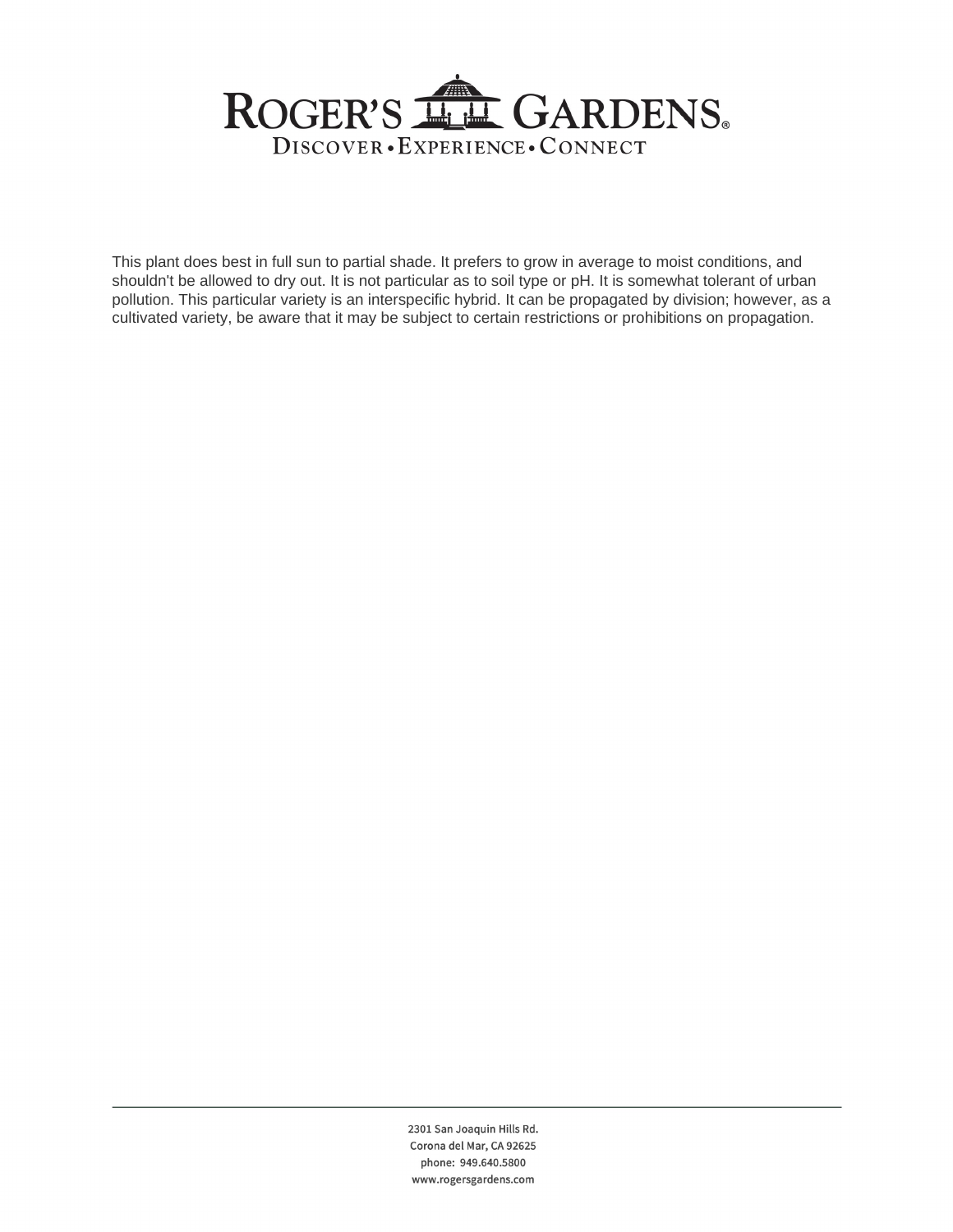This plant does best in full sun to partial shade. It prefers to grow in average to moist conditions, and shouldn't be allowed to dry out. It is not particular as to soil type or pH. It is somewhat tolerant of urban pollution. This particular variety is an interspecific hybrid. It can be propagated by division; however, as a cultivated variety, be aware that it may be subject to certain restrictions or prohibitions on propagation.